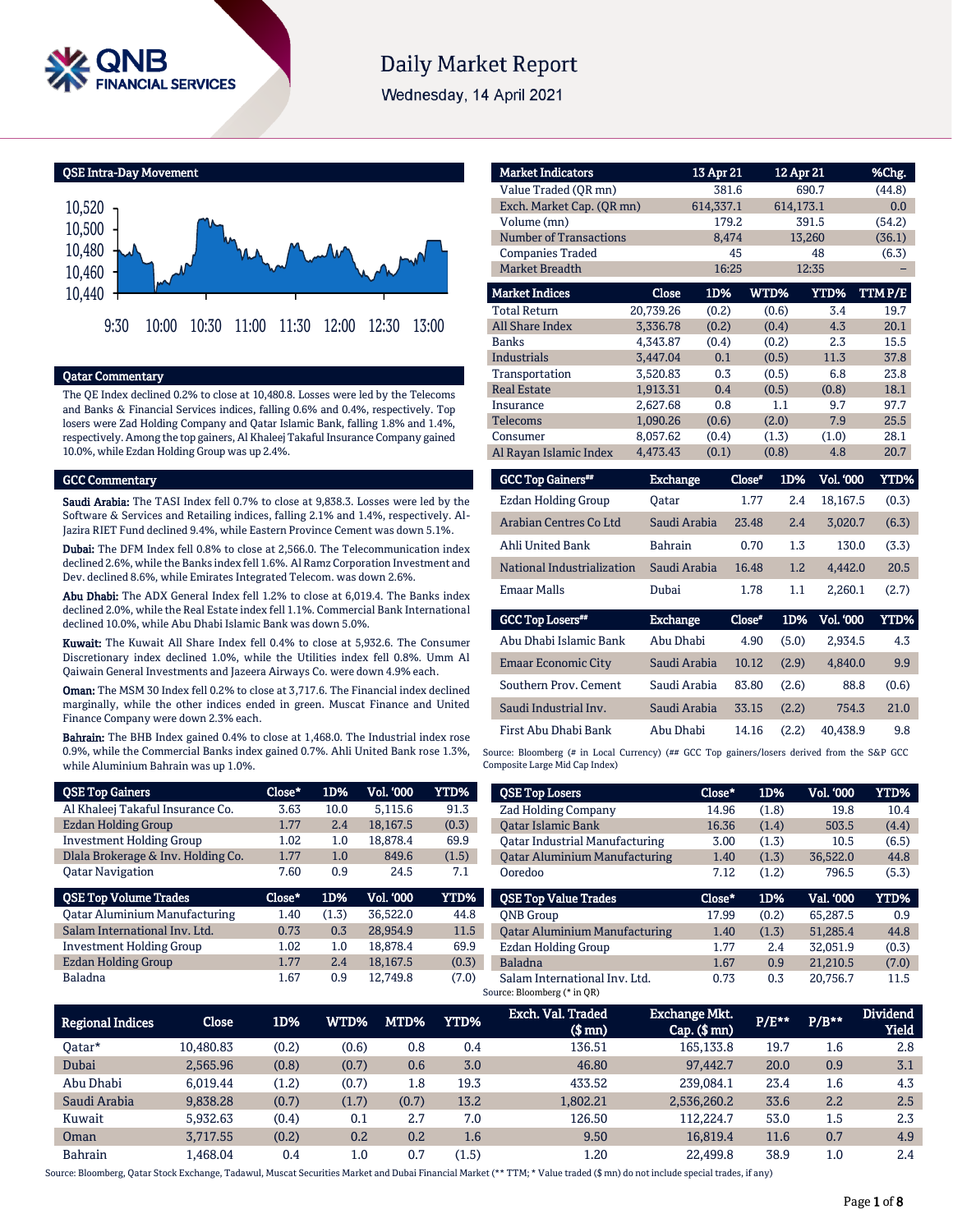# Daily Market Report

Wednesday, 14 April 2021

## QSE Intra-Day Movement

## Qatar Commentary

The QE Index declined 0.2% to close at 10,480.8. Losses were led by the Telecoms and Banks & Financial Services indices, falling 0.6% and 0.4%, respectively. Top losers were Zad Holding Company and Qatar Islamic Bank, falling 1.8% and 1.4%, respectively. Among the top gainers, Al Khaleej Takaful Insurance Company gained 10.0%, while Ezdan Holding Group was up 2.4%.

## GCC Commentary

**Saudi Arabia:** The TASI Index fell 0.7% to close at 9,838.3. Losses were led by the Software & Services and Retailing indices, falling 2.1% and 1.4%, respectively. Al-Jazira RIET Fund declined 9.4%, while Eastern Province Cement was down 5.1%.

**Dubai:** The DFM Index fell 0.8% to close at 2,566.0. The Telecommunication index declined 2.6%, while the Banks index fell 1.6%. Al Ramz Corporation Investment and Dev. declined 8.6%, while Emirates Integrated Telecom. was down 2.6%.

**Abu Dhabi:** The ADX General Index fell 1.2% to close at 6,019.4. The Banks index declined 2.0%, while the Real Estate index fell 1.1%. Commercial Bank International declined 10.0%, while Abu Dhabi Islamic Bank was down 5.0%.

**Kuwait:** The Kuwait All Share Index fell 0.4% to close at 5,932.6. The Consumer Discretionary index declined 1.0%, while the Utilities index fell 0.8%. Umm Al Qaiwain General Investments and Jazeera Airways Co. were down 4.9% each.

**Oman:** The MSM 30 Index fell 0.2% to close at 3,717.6. The Financial index declined marginally, while the other indices ended in green. Muscat Finance and United Finance Company were down 2.3% each.

**Bahrain:** The BHB Index gained 0.4% to close at 1,468.0. The Industrial index rose 0.9%, while the Commercial Banks index gained 0.7%. Ahli United Bank rose 1.3%, while Aluminium Bahrain was up 1.0%.

| Market Indicators | 13 Apr 21 | 12 Apr 21 | %Chg. |
|---|---|---|---|
| Value Traded (QR mn) | 381.6 | 690.7 | (44.8) |
| Exch. Market Cap. (QR mn) | 614,337.1 | 614,173.1 | 0.0 |
| Volume (mn) | 179.2 | 391.5 | (54.2) |
| Number of Transactions | 8,474 | 13,260 | (36.1) |
| Companies Traded | 45 | 48 | (6.3) |
| Market Breadth | 16:25 | 12:35 | – |

| Market Indices | Close | 1D% | WTD% | YTD% | TTM P/E |
|---|---|---|---|---|---|
| Total Return | 20,739.26 | (0.2) | (0.6) | 3.4 | 19.7 |
| All Share Index | 3,336.78 | (0.2) | (0.4) | 4.3 | 20.1 |
| Banks | 4,343.87 | (0.4) | (0.2) | 2.3 | 15.5 |
| Industrials | 3,447.04 | 0.1 | (0.5) | 11.3 | 37.8 |
| Transportation | 3,520.83 | 0.3 | (0.5) | 6.8 | 23.8 |
| Real Estate | 1,913.31 | 0.4 | (0.5) | (0.8) | 18.1 |
| Insurance | 2,627.68 | 0.8 | 1.1 | 9.7 | 97.7 |
| Telecoms | 1,090.26 | (0.6) | (2.0) | 7.9 | 25.5 |
| Consumer | 8,057.62 | (0.4) | (1.3) | (1.0) | 28.1 |
| Al Rayan Islamic Index | 4,473.43 | (0.1) | (0.8) | 4.8 | 20.7 |

| GCC Top Gainers## | Exchange | Close# | 1D% | Vol. '000 | YTD% |
|---|---|---|---|---|---|
| Ezdan Holding Group | Qatar | 1.77 | 2.4 | 18,167.5 | (0.3) |
| Arabian Centres Co Ltd | Saudi Arabia | 23.48 | 2.4 | 3,020.7 | (6.3) |
| Ahli United Bank | Bahrain | 0.70 | 1.3 | 130.0 | (3.3) |
| National Industrialization | Saudi Arabia | 16.48 | 1.2 | 4,442.0 | 20.5 |
| Emaar Malls | Dubai | 1.78 | 1.1 | 2,260.1 | (2.7) |

| GCC Top Losers## | Exchange | Close# | 1D% | Vol. '000 | YTD% |
|---|---|---|---|---|---|
| Abu Dhabi Islamic Bank | Abu Dhabi | 4.90 | (5.0) | 2,934.5 | 4.3 |
| Emaar Economic City | Saudi Arabia | 10.12 | (2.9) | 4,840.0 | 9.9 |
| Southern Prov. Cement | Saudi Arabia | 83.80 | (2.6) | 88.8 | (0.6) |
| Saudi Industrial Inv. | Saudi Arabia | 33.15 | (2.2) | 754.3 | 21.0 |
| First Abu Dhabi Bank | Abu Dhabi | 14.16 | (2.2) | 40,438.9 | 9.8 |

Source: Bloomberg (# in Local Currency) (## GCC Top gainers/losers derived from the S&P GCC Composite Large Mid Cap Index)

| QSE Top Gainers | Close* | 1D% | Vol. '000 | YTD% |
|---|---|---|---|---|
| Al Khaleej Takaful Insurance Co. | 3.63 | 10.0 | 5,115.6 | 91.3 |
| Ezdan Holding Group | 1.77 | 2.4 | 18,167.5 | (0.3) |
| Investment Holding Group | 1.02 | 1.0 | 18,878.4 | 69.9 |
| Dlala Brokerage & Inv. Holding Co. | 1.77 | 1.0 | 849.6 | (1.5) |
| Qatar Navigation | 7.60 | 0.9 | 24.5 | 7.1 |

| QSE Top Volume Trades | Close* | 1D% | Vol. '000 | YTD% |
|---|---|---|---|---|
| Qatar Aluminium Manufacturing | 1.40 | (1.3) | 36,522.0 | 44.8 |
| Salam International Inv. Ltd. | 0.73 | 0.3 | 28,954.9 | 11.5 |
| Investment Holding Group | 1.02 | 1.0 | 18,878.4 | 69.9 |
| Ezdan Holding Group | 1.77 | 2.4 | 18,167.5 | (0.3) |
| Baladna | 1.67 | 0.9 | 12,749.8 | (7.0) |

| QSE Top Losers | Close* | 1D% | Vol. '000 | YTD% |
|---|---|---|---|---|
| Zad Holding Company | 14.96 | (1.8) | 19.8 | 10.4 |
| Qatar Islamic Bank | 16.36 | (1.4) | 503.5 | (4.4) |
| Qatar Industrial Manufacturing | 3.00 | (1.3) | 10.5 | (6.5) |
| Qatar Aluminium Manufacturing | 1.40 | (1.3) | 36,522.0 | 44.8 |
| Ooredoo | 7.12 | (1.2) | 796.5 | (5.3) |

| QSE Top Value Trades | Close* | 1D% | Val. '000 | YTD% |
|---|---|---|---|---|
| QNB Group | 17.99 | (0.2) | 65,287.5 | 0.9 |
| Qatar Aluminium Manufacturing | 1.40 | (1.3) | 51,285.4 | 44.8 |
| Ezdan Holding Group | 1.77 | 2.4 | 32,051.9 | (0.3) |
| Baladna | 1.67 | 0.9 | 21,210.5 | (7.0) |
| Salam International Inv. Ltd. | 0.73 | 0.3 | 20,756.7 | 11.5 |

Source: Bloomberg (* in QR)

| Regional Indices | Close | 1D% | WTD% | MTD% | YTD% | Exch. Val. Traded ($ mn) | Exchange Mkt. Cap. ($ mn) | P/E** | P/B** | Dividend Yield |
|---|---|---|---|---|---|---|---|---|---|---|
| Qatar* | 10,480.83 | (0.2) | (0.6) | 0.8 | 0.4 | 136.51 | 165,133.8 | 19.7 | 1.6 | 2.8 |
| Dubai | 2,565.96 | (0.8) | (0.7) | 0.6 | 3.0 | 46.80 | 97,442.7 | 20.0 | 0.9 | 3.1 |
| Abu Dhabi | 6,019.44 | (1.2) | (0.7) | 1.8 | 19.3 | 433.52 | 239,084.1 | 23.4 | 1.6 | 4.3 |
| Saudi Arabia | 9,838.28 | (0.7) | (1.7) | (0.7) | 13.2 | 1,802.21 | 2,536,260.2 | 33.6 | 2.2 | 2.5 |
| Kuwait | 5,932.63 | (0.4) | 0.1 | 2.7 | 7.0 | 126.50 | 112,224.7 | 53.0 | 1.5 | 2.3 |
| Oman | 3,717.55 | (0.2) | 0.2 | 0.2 | 1.6 | 9.50 | 16,819.4 | 11.6 | 0.7 | 4.9 |
| Bahrain | 1,468.04 | 0.4 | 1.0 | 0.7 | (1.5) | 1.20 | 22,499.8 | 38.9 | 1.0 | 2.4 |

Source: Bloomberg, Qatar Stock Exchange, Tadawul, Muscat Securities Market and Dubai Financial Market (** TTM; * Value traded ($ mn) do not include special trades, if any)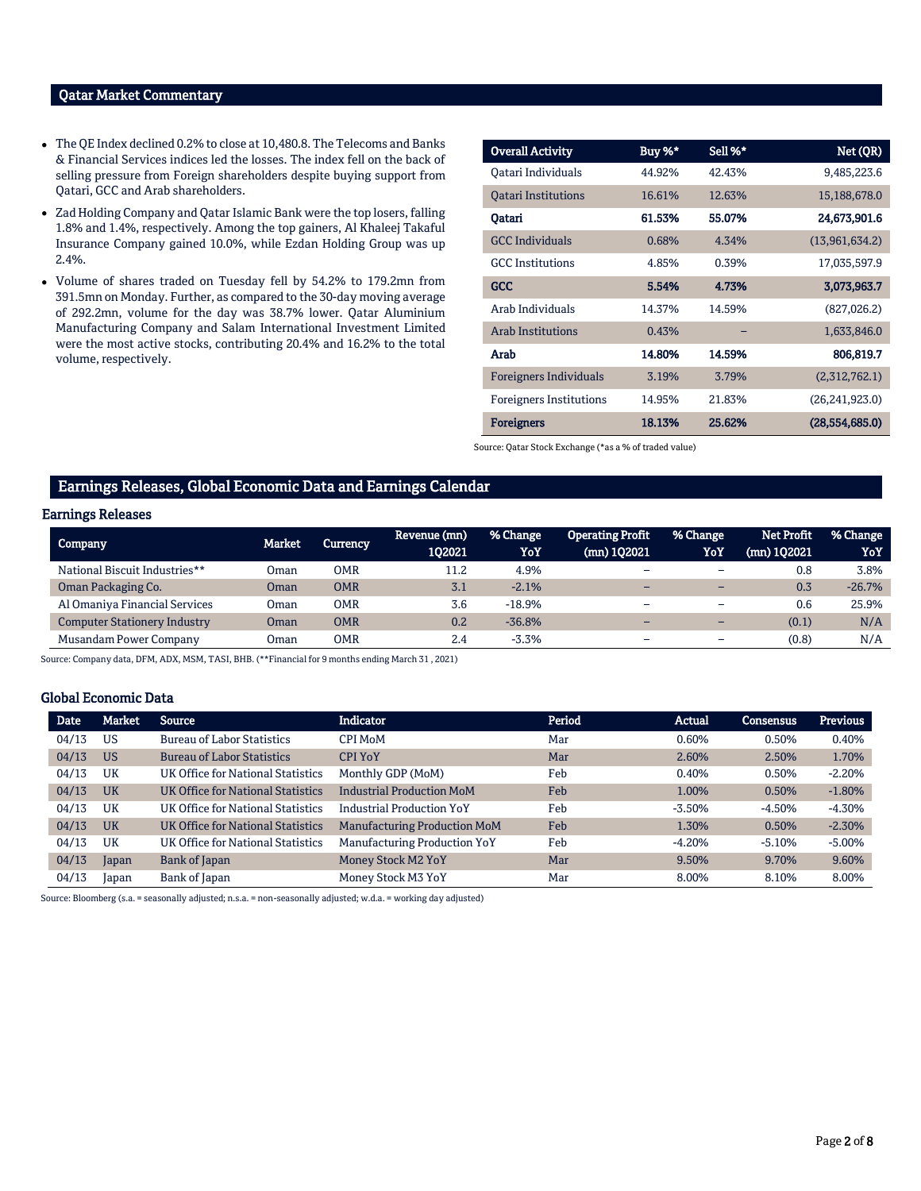## Qatar Market Commentary

- The QE Index declined 0.2% to close at 10,480.8. The Telecoms and Banks & Financial Services indices led the losses. The index fell on the back of selling pressure from Foreign shareholders despite buying support from Qatari, GCC and Arab shareholders.
- Zad Holding Company and Qatar Islamic Bank were the top losers, falling 1.8% and 1.4%, respectively. Among the top gainers, Al Khaleej Takaful Insurance Company gained 10.0%, while Ezdan Holding Group was up 2.4%.
- Volume of shares traded on Tuesday fell by 54.2% to 179.2mn from 391.5mn on Monday. Further, as compared to the 30-day moving average of 292.2mn, volume for the day was 38.7% lower. Qatar Aluminium Manufacturing Company and Salam International Investment Limited were the most active stocks, contributing 20.4% and 16.2% to the total volume, respectively.

| Overall Activity | Buy %* | Sell %* | Net (QR) |
|---|---|---|---|
| Qatari Individuals | 44.92% | 42.43% | 9,485,223.6 |
| Qatari Institutions | 16.61% | 12.63% | 15,188,678.0 |
| **Qatari** | **61.53%** | **55.07%** | **24,673,901.6** |
| GCC Individuals | 0.68% | 4.34% | (13,961,634.2) |
| GCC Institutions | 4.85% | 0.39% | 17,035,597.9 |
| **GCC** | **5.54%** | **4.73%** | **3,073,963.7** |
| Arab Individuals | 14.37% | 14.59% | (827,026.2) |
| Arab Institutions | 0.43% | – | 1,633,846.0 |
| **Arab** | **14.80%** | **14.59%** | **806,819.7** |
| Foreigners Individuals | 3.19% | 3.79% | (2,312,762.1) |
| Foreigners Institutions | 14.95% | 21.83% | (26,241,923.0) |
| **Foreigners** | **18.13%** | **25.62%** | **(28,554,685.0)** |

Source: Qatar Stock Exchange (*as a % of traded value)

## Earnings Releases, Global Economic Data and Earnings Calendar

### Earnings Releases

| Company | Market | Currency | Revenue (mn) 1Q2021 | % Change YoY | Operating Profit (mn) 1Q2021 | % Change YoY | Net Profit (mn) 1Q2021 | % Change YoY |
|---|---|---|---|---|---|---|---|---|
| National Biscuit Industries** | Oman | OMR | 11.2 | 4.9% | – | – | 0.8 | 3.8% |
| Oman Packaging Co. | Oman | OMR | 3.1 | -2.1% | – | – | 0.3 | -26.7% |
| Al Omaniya Financial Services | Oman | OMR | 3.6 | -18.9% | – | – | 0.6 | 25.9% |
| Computer Stationery Industry | Oman | OMR | 0.2 | -36.8% | – | – | (0.1) | N/A |
| Musandam Power Company | Oman | OMR | 2.4 | -3.3% | – | – | (0.8) | N/A |

Source: Company data, DFM, ADX, MSM, TASI, BHB. (**Financial for 9 months ending March 31 , 2021)

### Global Economic Data

| Date | Market | Source | Indicator | Period | Actual | Consensus | Previous |
|---|---|---|---|---|---|---|---|
| 04/13 | US | Bureau of Labor Statistics | CPI MoM | Mar | 0.60% | 0.50% | 0.40% |
| 04/13 | US | Bureau of Labor Statistics | CPI YoY | Mar | 2.60% | 2.50% | 1.70% |
| 04/13 | UK | UK Office for National Statistics | Monthly GDP (MoM) | Feb | 0.40% | 0.50% | -2.20% |
| 04/13 | UK | UK Office for National Statistics | Industrial Production MoM | Feb | 1.00% | 0.50% | -1.80% |
| 04/13 | UK | UK Office for National Statistics | Industrial Production YoY | Feb | -3.50% | -4.50% | -4.30% |
| 04/13 | UK | UK Office for National Statistics | Manufacturing Production MoM | Feb | 1.30% | 0.50% | -2.30% |
| 04/13 | UK | UK Office for National Statistics | Manufacturing Production YoY | Feb | -4.20% | -5.10% | -5.00% |
| 04/13 | Japan | Bank of Japan | Money Stock M2 YoY | Mar | 9.50% | 9.70% | 9.60% |
| 04/13 | Japan | Bank of Japan | Money Stock M3 YoY | Mar | 8.00% | 8.10% | 8.00% |

Source: Bloomberg (s.a. = seasonally adjusted; n.s.a. = non-seasonally adjusted; w.d.a. = working day adjusted)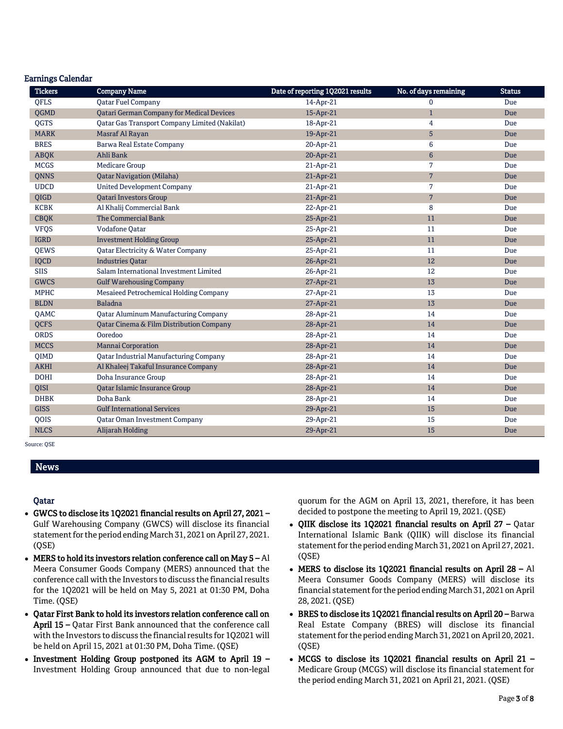## Earnings Calendar

| Tickers | Company Name | Date of reporting 1Q2021 results | No. of days remaining | Status |
|---|---|---|---|---|
| QFLS | Qatar Fuel Company | 14-Apr-21 | 0 | Due |
| QGMD | Qatari German Company for Medical Devices | 15-Apr-21 | 1 | Due |
| QGTS | Qatar Gas Transport Company Limited (Nakilat) | 18-Apr-21 | 4 | Due |
| MARK | Masraf Al Rayan | 19-Apr-21 | 5 | Due |
| BRES | Barwa Real Estate Company | 20-Apr-21 | 6 | Due |
| ABQK | Ahli Bank | 20-Apr-21 | 6 | Due |
| MCGS | Medicare Group | 21-Apr-21 | 7 | Due |
| QNNS | Qatar Navigation (Milaha) | 21-Apr-21 | 7 | Due |
| UDCD | United Development Company | 21-Apr-21 | 7 | Due |
| QIGD | Qatari Investors Group | 21-Apr-21 | 7 | Due |
| KCBK | Al Khalij Commercial Bank | 22-Apr-21 | 8 | Due |
| CBQK | The Commercial Bank | 25-Apr-21 | 11 | Due |
| VFQS | Vodafone Qatar | 25-Apr-21 | 11 | Due |
| IGRD | Investment Holding Group | 25-Apr-21 | 11 | Due |
| QEWS | Qatar Electricity & Water Company | 25-Apr-21 | 11 | Due |
| IQCD | Industries Qatar | 26-Apr-21 | 12 | Due |
| SIIS | Salam International Investment Limited | 26-Apr-21 | 12 | Due |
| GWCS | Gulf Warehousing Company | 27-Apr-21 | 13 | Due |
| MPHC | Mesaieed Petrochemical Holding Company | 27-Apr-21 | 13 | Due |
| BLDN | Baladna | 27-Apr-21 | 13 | Due |
| QAMC | Qatar Aluminum Manufacturing Company | 28-Apr-21 | 14 | Due |
| QCFS | Qatar Cinema & Film Distribution Company | 28-Apr-21 | 14 | Due |
| ORDS | Ooredoo | 28-Apr-21 | 14 | Due |
| MCCS | Mannai Corporation | 28-Apr-21 | 14 | Due |
| QIMD | Qatar Industrial Manufacturing Company | 28-Apr-21 | 14 | Due |
| AKHI | Al Khaleej Takaful Insurance Company | 28-Apr-21 | 14 | Due |
| DOHI | Doha Insurance Group | 28-Apr-21 | 14 | Due |
| QISI | Qatar Islamic Insurance Group | 28-Apr-21 | 14 | Due |
| DHBK | Doha Bank | 28-Apr-21 | 14 | Due |
| GISS | Gulf International Services | 29-Apr-21 | 15 | Due |
| QOIS | Qatar Oman Investment Company | 29-Apr-21 | 15 | Due |
| NLCS | Alijarah Holding | 29-Apr-21 | 15 | Due |

Source: QSE

# News

### Qatar

- **GWCS to disclose its 1Q2021 financial results on April 27, 2021 –** Gulf Warehousing Company (GWCS) will disclose its financial statement for the period ending March 31, 2021 on April 27, 2021. (QSE)
- **MERS to hold its investors relation conference call on May 5 –** Al Meera Consumer Goods Company (MERS) announced that the conference call with the Investors to discuss the financial results for the 1Q2021 will be held on May 5, 2021 at 01:30 PM, Doha Time. (QSE)
- **Qatar First Bank to hold its investors relation conference call on April 15 –** Qatar First Bank announced that the conference call with the Investors to discuss the financial results for 1Q2021 will be held on April 15, 2021 at 01:30 PM, Doha Time. (QSE)
- **Investment Holding Group postponed its AGM to April 19 –** Investment Holding Group announced that due to non-legal quorum for the AGM on April 13, 2021, therefore, it has been decided to postpone the meeting to April 19, 2021. (QSE)
- **QIIK disclose its 1Q2021 financial results on April 27 –** Qatar International Islamic Bank (QIIK) will disclose its financial statement for the period ending March 31, 2021 on April 27, 2021. (QSE)
- **MERS to disclose its 1Q2021 financial results on April 28 –** Al Meera Consumer Goods Company (MERS) will disclose its financial statement for the period ending March 31, 2021 on April 28, 2021. (QSE)
- **BRES to disclose its 1Q2021 financial results on April 20 –** Barwa Real Estate Company (BRES) will disclose its financial statement for the period ending March 31, 2021 on April 20, 2021. (QSE)
- **MCGS to disclose its 1Q2021 financial results on April 21 –** Medicare Group (MCGS) will disclose its financial statement for the period ending March 31, 2021 on April 21, 2021. (QSE)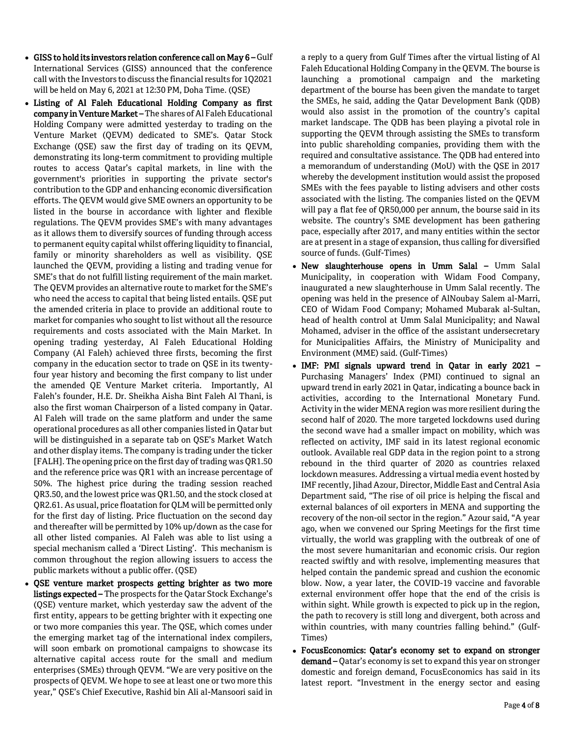- **GISS to hold its investors relation conference call on May 6 –** Gulf International Services (GISS) announced that the conference call with the Investors to discuss the financial results for 1Q2021 will be held on May 6, 2021 at 12:30 PM, Doha Time. (QSE)
- **Listing of Al Faleh Educational Holding Company as first company in Venture Market –** The shares of Al Faleh Educational Holding Company were admitted yesterday to trading on the Venture Market (QEVM) dedicated to SME's. Qatar Stock Exchange (QSE) saw the first day of trading on its QEVM, demonstrating its long-term commitment to providing multiple routes to access Qatar's capital markets, in line with the government's priorities in supporting the private sector's contribution to the GDP and enhancing economic diversification efforts. The QEVM would give SME owners an opportunity to be listed in the bourse in accordance with lighter and flexible regulations. The QEVM provides SME's with many advantages as it allows them to diversify sources of funding through access to permanent equity capital whilst offering liquidity to financial, family or minority shareholders as well as visibility. QSE launched the QEVM, providing a listing and trading venue for SME's that do not fulfill listing requirement of the main market. The QEVM provides an alternative route to market for the SME's who need the access to capital that being listed entails. QSE put the amended criteria in place to provide an additional route to market for companies who sought to list without all the resource requirements and costs associated with the Main Market. In opening trading yesterday, Al Faleh Educational Holding Company (Al Faleh) achieved three firsts, becoming the first company in the education sector to trade on QSE in its twenty-four year history and becoming the first company to list under the amended QE Venture Market criteria. Importantly, Al Faleh's founder, H.E. Dr. Sheikha Aisha Bint Faleh Al Thani, is also the first woman Chairperson of a listed company in Qatar. Al Faleh will trade on the same platform and under the same operational procedures as all other companies listed in Qatar but will be distinguished in a separate tab on QSE's Market Watch and other display items. The company is trading under the ticker [FALH]. The opening price on the first day of trading was QR1.50 and the reference price was QR1 with an increase percentage of 50%. The highest price during the trading session reached QR3.50, and the lowest price was QR1.50, and the stock closed at QR2.61. As usual, price floatation for QLM will be permitted only for the first day of listing. Price fluctuation on the second day and thereafter will be permitted by 10% up/down as the case for all other listed companies. Al Faleh was able to list using a special mechanism called a 'Direct Listing'. This mechanism is common throughout the region allowing issuers to access the public markets without a public offer. (QSE)
- **QSE venture market prospects getting brighter as two more listings expected –** The prospects for the Qatar Stock Exchange's (QSE) venture market, which yesterday saw the advent of the first entity, appears to be getting brighter with it expecting one or two more companies this year. The QSE, which comes under the emerging market tag of the international index compilers, will soon embark on promotional campaigns to showcase its alternative capital access route for the small and medium enterprises (SMEs) through QEVM. "We are very positive on the prospects of QEVM. We hope to see at least one or two more this year," QSE's Chief Executive, Rashid bin Ali al-Mansoori said in a reply to a query from Gulf Times after the virtual listing of Al Faleh Educational Holding Company in the QEVM. The bourse is launching a promotional campaign and the marketing department of the bourse has been given the mandate to target the SMEs, he said, adding the Qatar Development Bank (QDB) would also assist in the promotion of the country's capital market landscape. The QDB has been playing a pivotal role in supporting the QEVM through assisting the SMEs to transform into public shareholding companies, providing them with the required and consultative assistance. The QDB had entered into a memorandum of understanding (MoU) with the QSE in 2017 whereby the development institution would assist the proposed SMEs with the fees payable to listing advisers and other costs associated with the listing. The companies listed on the QEVM will pay a flat fee of QR50,000 per annum, the bourse said in its website. The country's SME development has been gathering pace, especially after 2017, and many entities within the sector are at present in a stage of expansion, thus calling for diversified source of funds. (Gulf-Times)
- **New slaughterhouse opens in Umm Salal –** Umm Salal Municipality, in cooperation with Widam Food Company, inaugurated a new slaughterhouse in Umm Salal recently. The opening was held in the presence of AlNoubay Salem al-Marri, CEO of Widam Food Company; Mohamed Mubarak al-Sultan, head of health control at Umm Salal Municipality; and Nawal Mohamed, adviser in the office of the assistant undersecretary for Municipalities Affairs, the Ministry of Municipality and Environment (MME) said. (Gulf-Times)
- **IMF: PMI signals upward trend in Qatar in early 2021 –** Purchasing Managers' Index (PMI) continued to signal an upward trend in early 2021 in Qatar, indicating a bounce back in activities, according to the International Monetary Fund. Activity in the wider MENA region was more resilient during the second half of 2020. The more targeted lockdowns used during the second wave had a smaller impact on mobility, which was reflected on activity, IMF said in its latest regional economic outlook. Available real GDP data in the region point to a strong rebound in the third quarter of 2020 as countries relaxed lockdown measures. Addressing a virtual media event hosted by IMF recently, Jihad Azour, Director, Middle East and Central Asia Department said, "The rise of oil price is helping the fiscal and external balances of oil exporters in MENA and supporting the recovery of the non-oil sector in the region." Azour said, "A year ago, when we convened our Spring Meetings for the first time virtually, the world was grappling with the outbreak of one of the most severe humanitarian and economic crisis. Our region reacted swiftly and with resolve, implementing measures that helped contain the pandemic spread and cushion the economic blow. Now, a year later, the COVID-19 vaccine and favorable external environment offer hope that the end of the crisis is within sight. While growth is expected to pick up in the region, the path to recovery is still long and divergent, both across and within countries, with many countries falling behind." (Gulf-Times)
- **FocusEconomics: Qatar's economy set to expand on stronger demand –** Qatar's economy is set to expand this year on stronger domestic and foreign demand, FocusEconomics has said in its latest report. "Investment in the energy sector and easing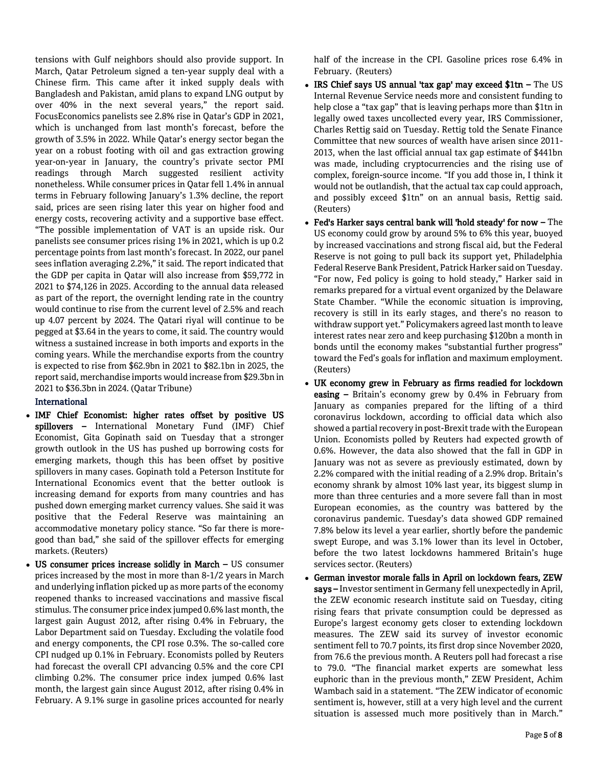tensions with Gulf neighbors should also provide support. In March, Qatar Petroleum signed a ten-year supply deal with a Chinese firm. This came after it inked supply deals with Bangladesh and Pakistan, amid plans to expand LNG output by over 40% in the next several years," the report said. FocusEconomics panelists see 2.8% rise in Qatar's GDP in 2021, which is unchanged from last month's forecast, before the growth of 3.5% in 2022. While Qatar's energy sector began the year on a robust footing with oil and gas extraction growing year-on-year in January, the country's private sector PMI readings through March suggested resilient activity nonetheless. While consumer prices in Qatar fell 1.4% in annual terms in February following January's 1.3% decline, the report said, prices are seen rising later this year on higher food and energy costs, recovering activity and a supportive base effect. "The possible implementation of VAT is an upside risk. Our panelists see consumer prices rising 1% in 2021, which is up 0.2 percentage points from last month's forecast. In 2022, our panel sees inflation averaging 2.2%," it said. The report indicated that the GDP per capita in Qatar will also increase from $59,772 in 2021 to $74,126 in 2025. According to the annual data released as part of the report, the overnight lending rate in the country would continue to rise from the current level of 2.5% and reach up 4.07 percent by 2024. The Qatari riyal will continue to be pegged at $3.64 in the years to come, it said. The country would witness a sustained increase in both imports and exports in the coming years. While the merchandise exports from the country is expected to rise from $62.9bn in 2021 to $82.1bn in 2025, the report said, merchandise imports would increase from $29.3bn in 2021 to $36.3bn in 2024. (Qatar Tribune)

## International

- **IMF Chief Economist: higher rates offset by positive US spillovers –** International Monetary Fund (IMF) Chief Economist, Gita Gopinath said on Tuesday that a stronger growth outlook in the US has pushed up borrowing costs for emerging markets, though this has been offset by positive spillovers in many cases. Gopinath told a Peterson Institute for International Economics event that the better outlook is increasing demand for exports from many countries and has pushed down emerging market currency values. She said it was positive that the Federal Reserve was maintaining an accommodative monetary policy stance. "So far there is more-good than bad," she said of the spillover effects for emerging markets. (Reuters)
- **US consumer prices increase solidly in March –** US consumer prices increased by the most in more than 8-1/2 years in March and underlying inflation picked up as more parts of the economy reopened thanks to increased vaccinations and massive fiscal stimulus. The consumer price index jumped 0.6% last month, the largest gain August 2012, after rising 0.4% in February, the Labor Department said on Tuesday. Excluding the volatile food and energy components, the CPI rose 0.3%. The so-called core CPI nudged up 0.1% in February. Economists polled by Reuters had forecast the overall CPI advancing 0.5% and the core CPI climbing 0.2%. The consumer price index jumped 0.6% last month, the largest gain since August 2012, after rising 0.4% in February. A 9.1% surge in gasoline prices accounted for nearly half of the increase in the CPI. Gasoline prices rose 6.4% in February. (Reuters)
- **IRS Chief says US annual 'tax gap' may exceed $1tn –** The US Internal Revenue Service needs more and consistent funding to help close a "tax gap" that is leaving perhaps more than $1tn in legally owed taxes uncollected every year, IRS Commissioner, Charles Rettig said on Tuesday. Rettig told the Senate Finance Committee that new sources of wealth have arisen since 2011-2013, when the last official annual tax gap estimate of $441bn was made, including cryptocurrencies and the rising use of complex, foreign-source income. "If you add those in, I think it would not be outlandish, that the actual tax cap could approach, and possibly exceed $1tn" on an annual basis, Rettig said. (Reuters)
- **Fed's Harker says central bank will 'hold steady' for now –** The US economy could grow by around 5% to 6% this year, buoyed by increased vaccinations and strong fiscal aid, but the Federal Reserve is not going to pull back its support yet, Philadelphia Federal Reserve Bank President, Patrick Harker said on Tuesday. "For now, Fed policy is going to hold steady," Harker said in remarks prepared for a virtual event organized by the Delaware State Chamber. "While the economic situation is improving, recovery is still in its early stages, and there's no reason to withdraw support yet." Policymakers agreed last month to leave interest rates near zero and keep purchasing $120bn a month in bonds until the economy makes "substantial further progress" toward the Fed's goals for inflation and maximum employment. (Reuters)
- **UK economy grew in February as firms readied for lockdown easing –** Britain's economy grew by 0.4% in February from January as companies prepared for the lifting of a third coronavirus lockdown, according to official data which also showed a partial recovery in post-Brexit trade with the European Union. Economists polled by Reuters had expected growth of 0.6%. However, the data also showed that the fall in GDP in January was not as severe as previously estimated, down by 2.2% compared with the initial reading of a 2.9% drop. Britain's economy shrank by almost 10% last year, its biggest slump in more than three centuries and a more severe fall than in most European economies, as the country was battered by the coronavirus pandemic. Tuesday's data showed GDP remained 7.8% below its level a year earlier, shortly before the pandemic swept Europe, and was 3.1% lower than its level in October, before the two latest lockdowns hammered Britain's huge services sector. (Reuters)
- **German investor morale falls in April on lockdown fears, ZEW says –** Investor sentiment in Germany fell unexpectedly in April, the ZEW economic research institute said on Tuesday, citing rising fears that private consumption could be depressed as Europe's largest economy gets closer to extending lockdown measures. The ZEW said its survey of investor economic sentiment fell to 70.7 points, its first drop since November 2020, from 76.6 the previous month. A Reuters poll had forecast a rise to 79.0. "The financial market experts are somewhat less euphoric than in the previous month," ZEW President, Achim Wambach said in a statement. "The ZEW indicator of economic sentiment is, however, still at a very high level and the current situation is assessed much more positively than in March."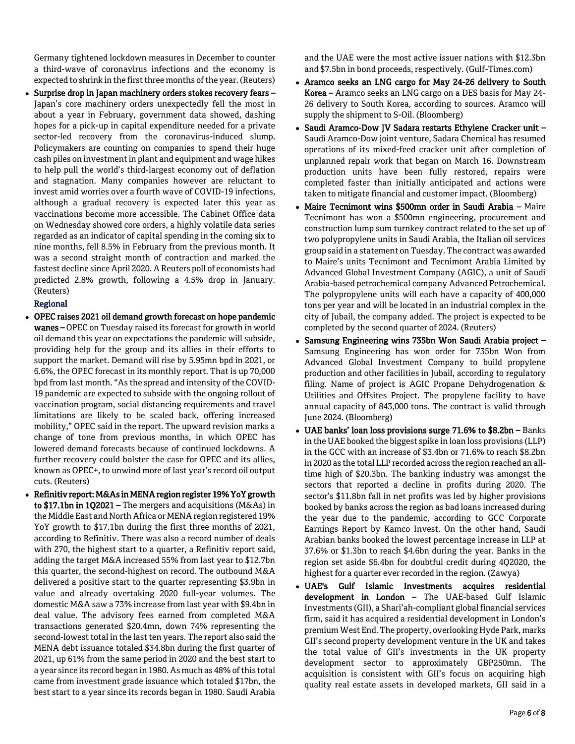Germany tightened lockdown measures in December to counter a third-wave of coronavirus infections and the economy is expected to shrink in the first three months of the year. (Reuters)

- **Surprise drop in Japan machinery orders stokes recovery fears –** Japan's core machinery orders unexpectedly fell the most in about a year in February, government data showed, dashing hopes for a pick-up in capital expenditure needed for a private sector-led recovery from the coronavirus-induced slump. Policymakers are counting on companies to spend their huge cash piles on investment in plant and equipment and wage hikes to help pull the world's third-largest economy out of deflation and stagnation. Many companies however are reluctant to invest amid worries over a fourth wave of COVID-19 infections, although a gradual recovery is expected later this year as vaccinations become more accessible. The Cabinet Office data on Wednesday showed core orders, a highly volatile data series regarded as an indicator of capital spending in the coming six to nine months, fell 8.5% in February from the previous month. It was a second straight month of contraction and marked the fastest decline since April 2020. A Reuters poll of economists had predicted 2.8% growth, following a 4.5% drop in January. (Reuters)

### Regional

- **OPEC raises 2021 oil demand growth forecast on hope pandemic wanes –** OPEC on Tuesday raised its forecast for growth in world oil demand this year on expectations the pandemic will subside, providing help for the group and its allies in their efforts to support the market. Demand will rise by 5.95mn bpd in 2021, or 6.6%, the OPEC forecast in its monthly report. That is up 70,000 bpd from last month. "As the spread and intensity of the COVID-19 pandemic are expected to subside with the ongoing rollout of vaccination program, social distancing requirements and travel limitations are likely to be scaled back, offering increased mobility," OPEC said in the report. The upward revision marks a change of tone from previous months, in which OPEC has lowered demand forecasts because of continued lockdowns. A further recovery could bolster the case for OPEC and its allies, known as OPEC+, to unwind more of last year's record oil output cuts. (Reuters)
- **Refinitiv report: M&As in MENA region register 19% YoY growth to $17.1bn in 1Q2021 –** The mergers and acquisitions (M&As) in the Middle East and North Africa or MENA region registered 19% YoY growth to $17.1bn during the first three months of 2021, according to Refinitiv. There was also a record number of deals with 270, the highest start to a quarter, a Refinitiv report said, adding the target M&A increased 55% from last year to $12.7bn this quarter, the second-highest on record. The outbound M&A delivered a positive start to the quarter representing $3.9bn in value and already overtaking 2020 full-year volumes. The domestic M&A saw a 73% increase from last year with $9.4bn in deal value. The advisory fees earned from completed M&A transactions generated $20.4mn, down 74% representing the second-lowest total in the last ten years. The report also said the MENA debt issuance totaled $34.8bn during the first quarter of 2021, up 61% from the same period in 2020 and the best start to a year since its record began in 1980. As much as 48% of this total came from investment grade issuance which totaled $17bn, the best start to a year since its records began in 1980. Saudi Arabia and the UAE were the most active issuer nations with $12.3bn and $7.5bn in bond proceeds, respectively. (Gulf-Times.com)
- **Aramco seeks an LNG cargo for May 24-26 delivery to South Korea –** Aramco seeks an LNG cargo on a DES basis for May 24-26 delivery to South Korea, according to sources. Aramco will supply the shipment to S-Oil. (Bloomberg)
- **Saudi Aramco-Dow JV Sadara restarts Ethylene Cracker unit –** Saudi Aramco-Dow joint venture, Sadara Chemical has resumed operations of its mixed-feed cracker unit after completion of unplanned repair work that began on March 16. Downstream production units have been fully restored, repairs were completed faster than initially anticipated and actions were taken to mitigate financial and customer impact. (Bloomberg)
- **Maire Tecnimont wins $500mn order in Saudi Arabia –** Maire Tecnimont has won a $500mn engineering, procurement and construction lump sum turnkey contract related to the set up of two polypropylene units in Saudi Arabia, the Italian oil services group said in a statement on Tuesday. The contract was awarded to Maire's units Tecnimont and Tecnimont Arabia Limited by Advanced Global Investment Company (AGIC), a unit of Saudi Arabia-based petrochemical company Advanced Petrochemical. The polypropylene units will each have a capacity of 400,000 tons per year and will be located in an industrial complex in the city of Jubail, the company added. The project is expected to be completed by the second quarter of 2024. (Reuters)
- **Samsung Engineering wins 735bn Won Saudi Arabia project –** Samsung Engineering has won order for 735bn Won from Advanced Global Investment Company to build propylene production and other facilities in Jubail, according to regulatory filing. Name of project is AGIC Propane Dehydrogenation & Utilities and Offsites Project. The propylene facility to have annual capacity of 843,000 tons. The contract is valid through June 2024. (Bloomberg)
- **UAE banks' loan loss provisions surge 71.6% to $8.2bn –** Banks in the UAE booked the biggest spike in loan loss provisions (LLP) in the GCC with an increase of $3.4bn or 71.6% to reach $8.2bn in 2020 as the total LLP recorded across the region reached an all-time high of $20.3bn. The banking industry was amongst the sectors that reported a decline in profits during 2020. The sector's $11.8bn fall in net profits was led by higher provisions booked by banks across the region as bad loans increased during the year due to the pandemic, according to GCC Corporate Earnings Report by Kamco Invest. On the other hand, Saudi Arabian banks booked the lowest percentage increase in LLP at 37.6% or $1.3bn to reach $4.6bn during the year. Banks in the region set aside $6.4bn for doubtful credit during 4Q2020, the highest for a quarter ever recorded in the region. (Zawya)
- **UAE's Gulf Islamic Investments acquires residential development in London –** The UAE-based Gulf Islamic Investments (GII), a Shari'ah-compliant global financial services firm, said it has acquired a residential development in London's premium West End. The property, overlooking Hyde Park, marks GII's second property development venture in the UK and takes the total value of GII's investments in the UK property development sector to approximately GBP250mn. The acquisition is consistent with GII's focus on acquiring high quality real estate assets in developed markets, GII said in a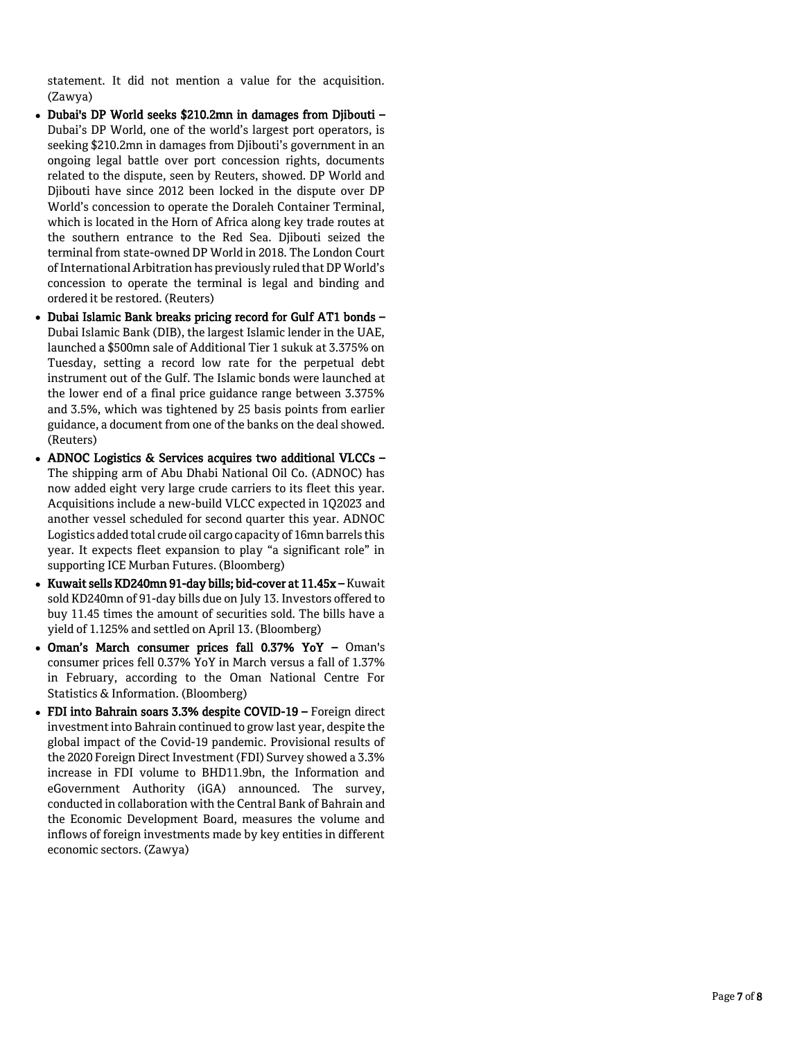statement. It did not mention a value for the acquisition. (Zawya)

- **Dubai's DP World seeks $210.2mn in damages from Djibouti –** Dubai's DP World, one of the world's largest port operators, is seeking $210.2mn in damages from Djibouti's government in an ongoing legal battle over port concession rights, documents related to the dispute, seen by Reuters, showed. DP World and Djibouti have since 2012 been locked in the dispute over DP World's concession to operate the Doraleh Container Terminal, which is located in the Horn of Africa along key trade routes at the southern entrance to the Red Sea. Djibouti seized the terminal from state-owned DP World in 2018. The London Court of International Arbitration has previously ruled that DP World's concession to operate the terminal is legal and binding and ordered it be restored. (Reuters)
- **Dubai Islamic Bank breaks pricing record for Gulf AT1 bonds –** Dubai Islamic Bank (DIB), the largest Islamic lender in the UAE, launched a $500mn sale of Additional Tier 1 sukuk at 3.375% on Tuesday, setting a record low rate for the perpetual debt instrument out of the Gulf. The Islamic bonds were launched at the lower end of a final price guidance range between 3.375% and 3.5%, which was tightened by 25 basis points from earlier guidance, a document from one of the banks on the deal showed. (Reuters)
- **ADNOC Logistics & Services acquires two additional VLCCs –** The shipping arm of Abu Dhabi National Oil Co. (ADNOC) has now added eight very large crude carriers to its fleet this year. Acquisitions include a new-build VLCC expected in 1Q2023 and another vessel scheduled for second quarter this year. ADNOC Logistics added total crude oil cargo capacity of 16mn barrels this year. It expects fleet expansion to play "a significant role" in supporting ICE Murban Futures. (Bloomberg)
- **Kuwait sells KD240mn 91-day bills; bid-cover at 11.45x –** Kuwait sold KD240mn of 91-day bills due on July 13. Investors offered to buy 11.45 times the amount of securities sold. The bills have a yield of 1.125% and settled on April 13. (Bloomberg)
- **Oman's March consumer prices fall 0.37% YoY –** Oman's consumer prices fell 0.37% YoY in March versus a fall of 1.37% in February, according to the Oman National Centre For Statistics & Information. (Bloomberg)
- **FDI into Bahrain soars 3.3% despite COVID-19 –** Foreign direct investment into Bahrain continued to grow last year, despite the global impact of the Covid-19 pandemic. Provisional results of the 2020 Foreign Direct Investment (FDI) Survey showed a 3.3% increase in FDI volume to BHD11.9bn, the Information and eGovernment Authority (iGA) announced. The survey, conducted in collaboration with the Central Bank of Bahrain and the Economic Development Board, measures the volume and inflows of foreign investments made by key entities in different economic sectors. (Zawya)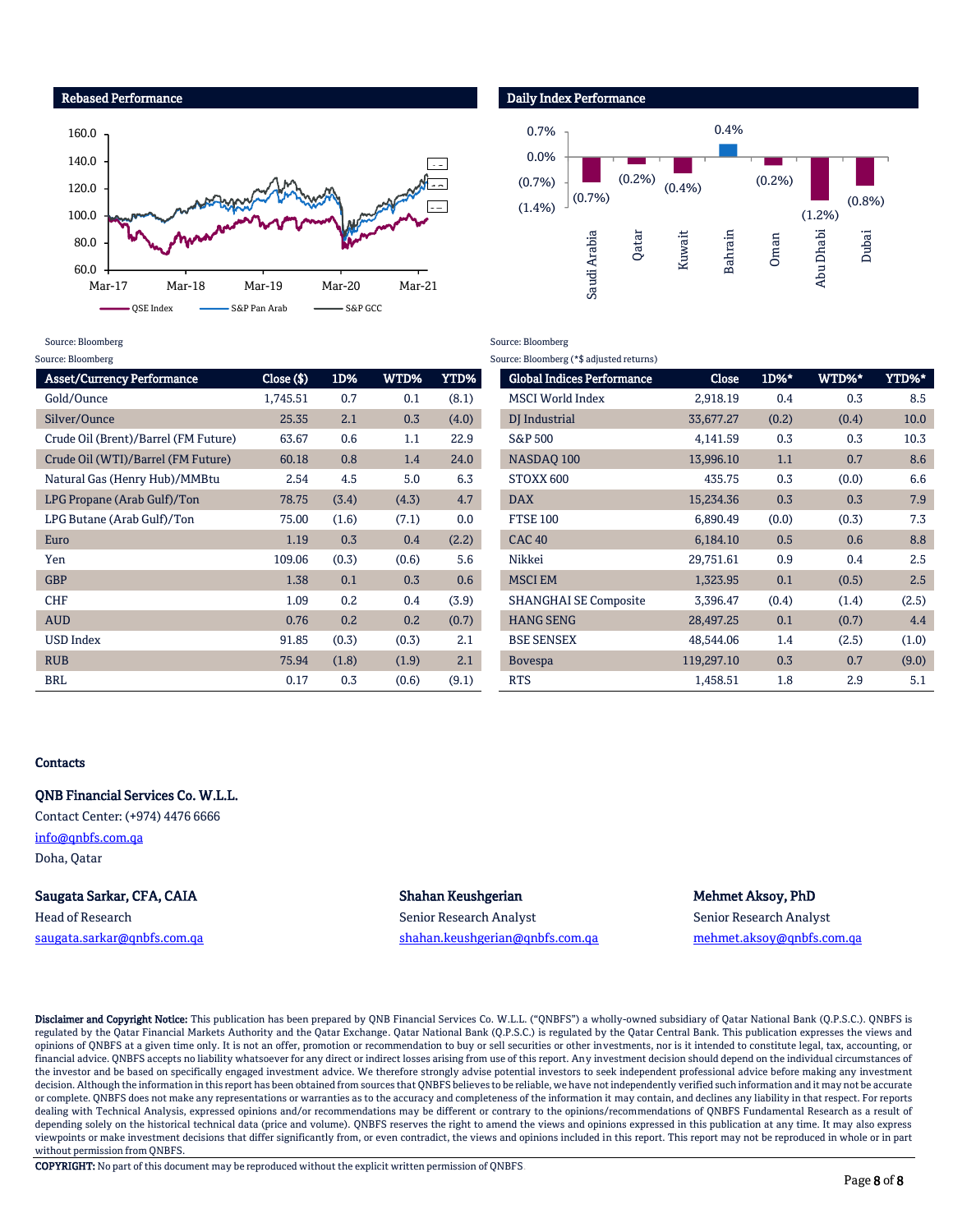## Rebased Performance

160.0
140.0
120.0
100.0
80.0
60.0

Mar-17 Mar-18 Mar-19 Mar-20 Mar-21

QSE Index S&P Pan Arab S&P GCC

Source: Bloomberg

## Daily Index Performance

0.7%
0.0%
(0.7%)
(1.4%)

(0.7%) (0.2%) (0.4%) 0.4% (0.2%) (1.2%) (0.8%)

Saudi Arabia Qatar Kuwait Bahrain Oman Abu Dhabi Dubai

Source: Bloomberg

Source: Bloomberg

| Asset/Currency Performance | Close ($) | 1D% | WTD% | YTD% |
|---|---|---|---|---|
| Gold/Ounce | 1,745.51 | 0.7 | 0.1 | (8.1) |
| Silver/Ounce | 25.35 | 2.1 | 0.3 | (4.0) |
| Crude Oil (Brent)/Barrel (FM Future) | 63.67 | 0.6 | 1.1 | 22.9 |
| Crude Oil (WTI)/Barrel (FM Future) | 60.18 | 0.8 | 1.4 | 24.0 |
| Natural Gas (Henry Hub)/MMBtu | 2.54 | 4.5 | 5.0 | 6.3 |
| LPG Propane (Arab Gulf)/Ton | 78.75 | (3.4) | (4.3) | 4.7 |
| LPG Butane (Arab Gulf)/Ton | 75.00 | (1.6) | (7.1) | 0.0 |
| Euro | 1.19 | 0.3 | 0.4 | (2.2) |
| Yen | 109.06 | (0.3) | (0.6) | 5.6 |
| GBP | 1.38 | 0.1 | 0.3 | 0.6 |
| CHF | 1.09 | 0.2 | 0.4 | (3.9) |
| AUD | 0.76 | 0.2 | 0.2 | (0.7) |
| USD Index | 91.85 | (0.3) | (0.3) | 2.1 |
| RUB | 75.94 | (1.8) | (1.9) | 2.1 |
| BRL | 0.17 | 0.3 | (0.6) | (9.1) |

Source: Bloomberg (*$ adjusted returns)

| Global Indices Performance | Close | 1D%* | WTD%* | YTD%* |
|---|---|---|---|---|
| MSCI World Index | 2,918.19 | 0.4 | 0.3 | 8.5 |
| DJ Industrial | 33,677.27 | (0.2) | (0.4) | 10.0 |
| S&P 500 | 4,141.59 | 0.3 | 0.3 | 10.3 |
| NASDAQ 100 | 13,996.10 | 1.1 | 0.7 | 8.6 |
| STOXX 600 | 435.75 | 0.3 | (0.0) | 6.6 |
| DAX | 15,234.36 | 0.3 | 0.3 | 7.9 |
| FTSE 100 | 6,890.49 | (0.0) | (0.3) | 7.3 |
| CAC 40 | 6,184.10 | 0.5 | 0.6 | 8.8 |
| Nikkei | 29,751.61 | 0.9 | 0.4 | 2.5 |
| MSCI EM | 1,323.95 | 0.1 | (0.5) | 2.5 |
| SHANGHAI SE Composite | 3,396.47 | (0.4) | (1.4) | (2.5) |
| HANG SENG | 28,497.25 | 0.1 | (0.7) | 4.4 |
| BSE SENSEX | 48,544.06 | 1.4 | (2.5) | (1.0) |
| Bovespa | 119,297.10 | 0.3 | 0.7 | (9.0) |
| RTS | 1,458.51 | 1.8 | 2.9 | 5.1 |

**Contacts**

**QNB Financial Services Co. W.L.L.**
Contact Center: (+974) 4476 6666
info@qnbfs.com.qa
Doha, Qatar

**Saugata Sarkar, CFA, CAIA**
Head of Research
saugata.sarkar@qnbfs.com.qa

**Shahan Keushgerian**
Senior Research Analyst
shahan.keushgerian@qnbfs.com.qa

**Mehmet Aksoy, PhD**
Senior Research Analyst
mehmet.aksoy@qnbfs.com.qa

**Disclaimer and Copyright Notice:** This publication has been prepared by QNB Financial Services Co. W.L.L. ("QNBFS") a wholly-owned subsidiary of Qatar National Bank (Q.P.S.C.). QNBFS is regulated by the Qatar Financial Markets Authority and the Qatar Exchange. Qatar National Bank (Q.P.S.C.) is regulated by the Qatar Central Bank. This publication expresses the views and opinions of QNBFS at a given time only. It is not an offer, promotion or recommendation to buy or sell securities or other investments, nor is it intended to constitute legal, tax, accounting, or financial advice. QNBFS accepts no liability whatsoever for any direct or indirect losses arising from use of this report. Any investment decision should depend on the individual circumstances of the investor and be based on specifically engaged investment advice. We therefore strongly advise potential investors to seek independent professional advice before making any investment decision. Although the information in this report has been obtained from sources that QNBFS believes to be reliable, we have not independently verified such information and it may not be accurate or complete. QNBFS does not make any representations or warranties as to the accuracy and completeness of the information it may contain, and declines any liability in that respect. For reports dealing with Technical Analysis, expressed opinions and/or recommendations may be different or contrary to the opinions/recommendations of QNBFS Fundamental Research as a result of depending solely on the historical technical data (price and volume). QNBFS reserves the right to amend the views and opinions expressed in this publication at any time. It may also express viewpoints or make investment decisions that differ significantly from, or even contradict, the views and opinions included in this report. This report may not be reproduced in whole or in part without permission from QNBFS.

**COPYRIGHT:** No part of this document may be reproduced without the explicit written permission of QNBFS